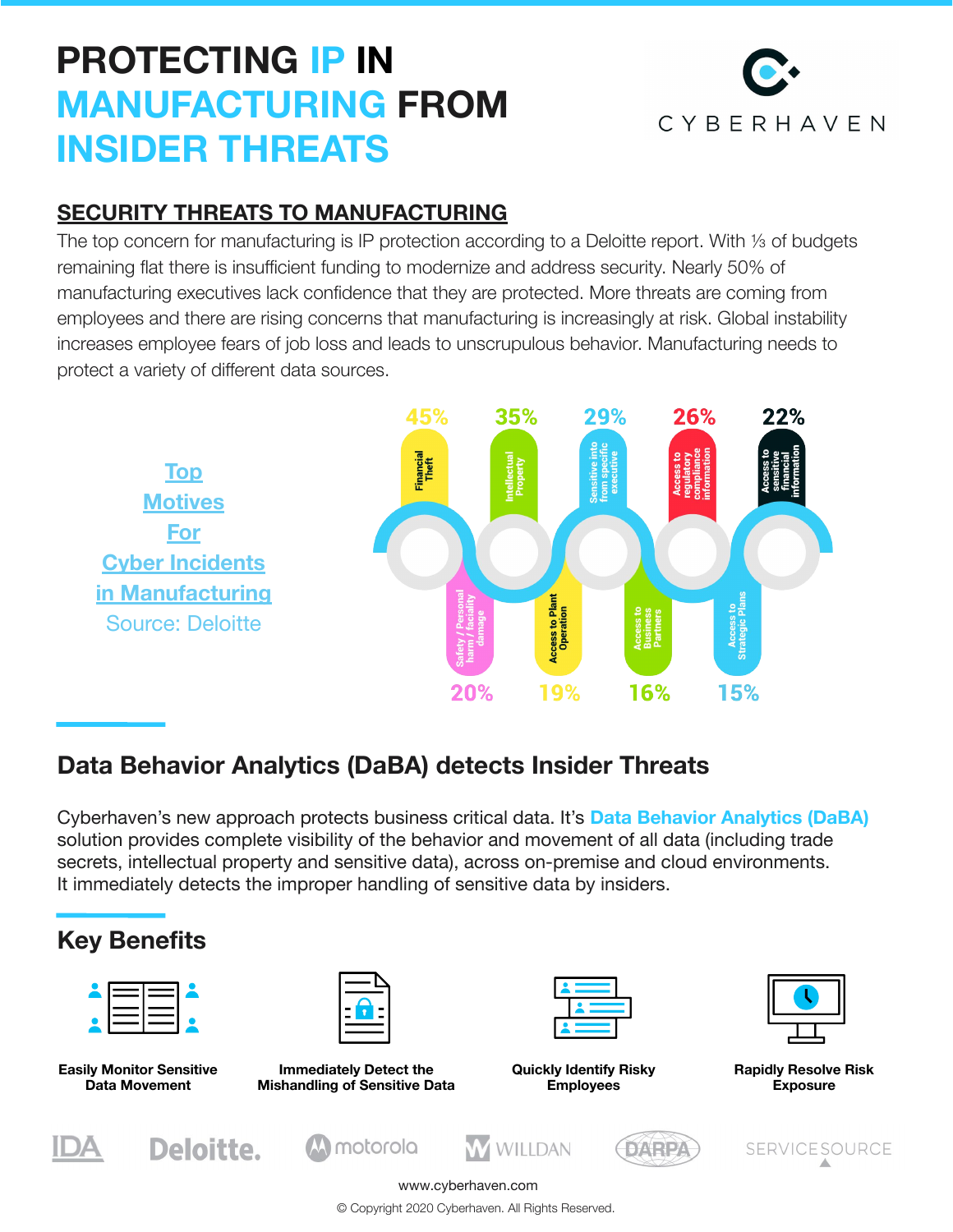# PROTECTING IP IN MANUFACTURING FROM INSIDER THREATS

CYBERHAVEN

## SECURITY THREATS TO MANUFACTURING

The top concern for manufacturing is IP protection according to a Deloitte report. With ⅓ of budgets remaining flat there is insufficient funding to modernize and address security. Nearly 50% of manufacturing executives lack confidence that they are protected. More threats are coming from employees and there are rising concerns that manufacturing is increasingly at risk. Global instability increases employee fears of job loss and leads to unscrupulous behavior. Manufacturing needs to protect a variety of different data sources.

### Top Motives For Cyber Incidents in Manufacturing

Source: Deloitte

| Motive | Percentage |
|---|---|
| Financial Theft | 45% |
| Intellectual Property | 35% |
| Sensitive into from specific executive | 29% |
| Access to regulatory compliance information | 26% |
| Access to sensitive financial information | 22% |
| Safety / Personal harm / facility damage | 20% |
| Access to Plant Operation | 19% |
| Access to Business Partners | 16% |
| Access to Strategic Plans | 15% |

## Data Behavior Analytics (DaBA) detects Insider Threats

Cyberhaven's new approach protects business critical data. It's **Data Behavior Analytics (DaBA)** solution provides complete visibility of the behavior and movement of all data (including trade secrets, intellectual property and sensitive data), across on-premise and cloud environments. It immediately detects the improper handling of sensitive data by insiders.

## Key Benefits

- **Easily Monitor Sensitive Data Movement**
- **Immediately Detect the Mishandling of Sensitive Data**
- **Quickly Identify Risky Employees**
- **Rapidly Resolve Risk Exposure**

IDA | Deloitte. | motorola | WILLDAN | DARPA | SERVICESOURCE

www.cyberhaven.com

© Copyright 2020 Cyberhaven. All Rights Reserved.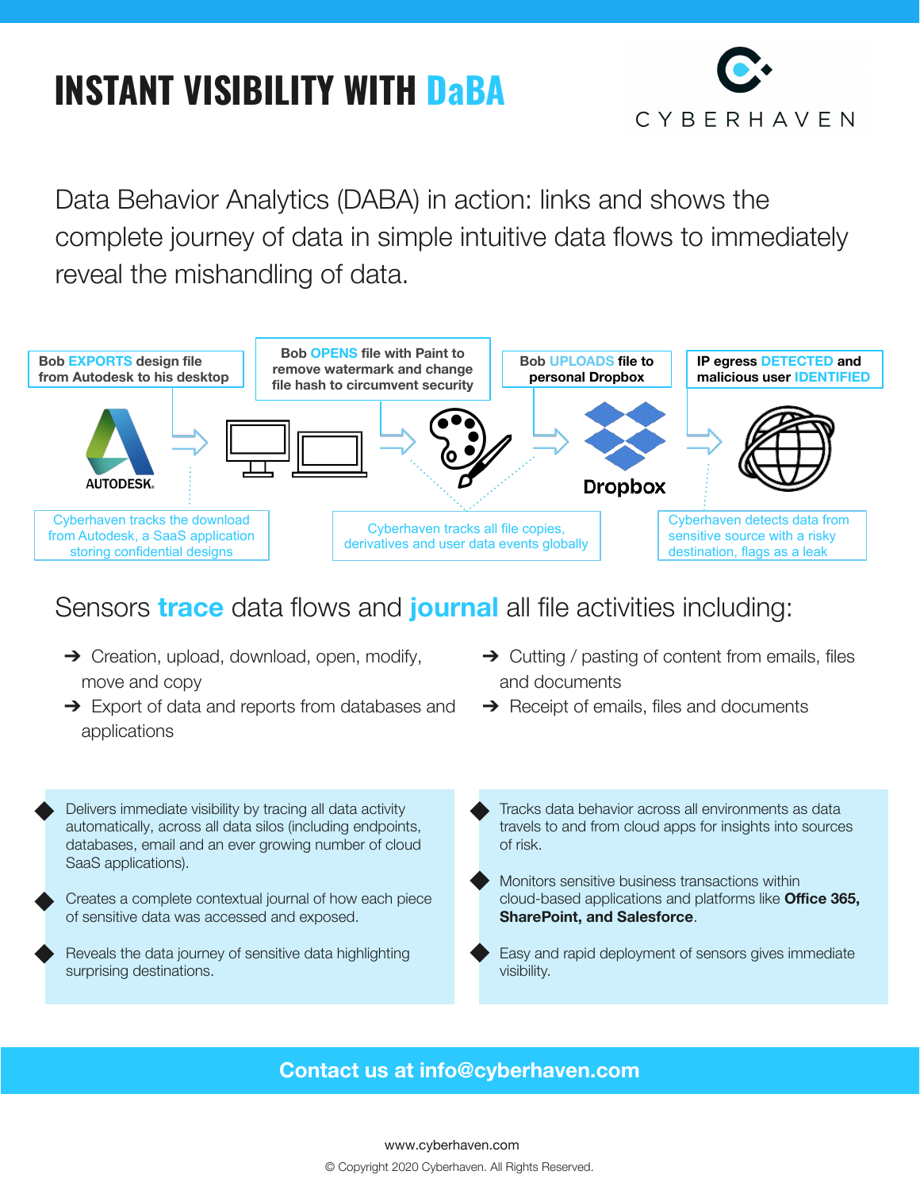# INSTANT VISIBILITY WITH DaBA

CYBERHAVEN

Data Behavior Analytics (DABA) in action: links and shows the complete journey of data in simple intuitive data flows to immediately reveal the mishandling of data.

Bob **EXPORTS** design file from Autodesk to his desktop

Bob **OPENS** file with Paint to remove watermark and change file hash to circumvent security

Bob **UPLOADS** file to personal Dropbox

IP egress **DETECTED** and malicious user **IDENTIFIED**

AUTODESK.

Dropbox

Cyberhaven tracks the download from Autodesk, a SaaS application storing confidential designs

Cyberhaven tracks all file copies, derivatives and user data events globally

Cyberhaven detects data from sensitive source with a risky destination, flags as a leak

## Sensors **trace** data flows and **journal** all file activities including:

- ➔ Creation, upload, download, open, modify, move and copy
- ➔ Export of data and reports from databases and applications
- ➔ Cutting / pasting of content from emails, files and documents
- ➔ Receipt of emails, files and documents

- Delivers immediate visibility by tracing all data activity automatically, across all data silos (including endpoints, databases, email and an ever growing number of cloud SaaS applications).
- Creates a complete contextual journal of how each piece of sensitive data was accessed and exposed.
- Reveals the data journey of sensitive data highlighting surprising destinations.
- Tracks data behavior across all environments as data travels to and from cloud apps for insights into sources of risk.
- Monitors sensitive business transactions within cloud-based applications and platforms like **Office 365, SharePoint, and Salesforce**.
- Easy and rapid deployment of sensors gives immediate visibility.

**Contact us at info@cyberhaven.com**

www.cyberhaven.com

© Copyright 2020 Cyberhaven. All Rights Reserved.